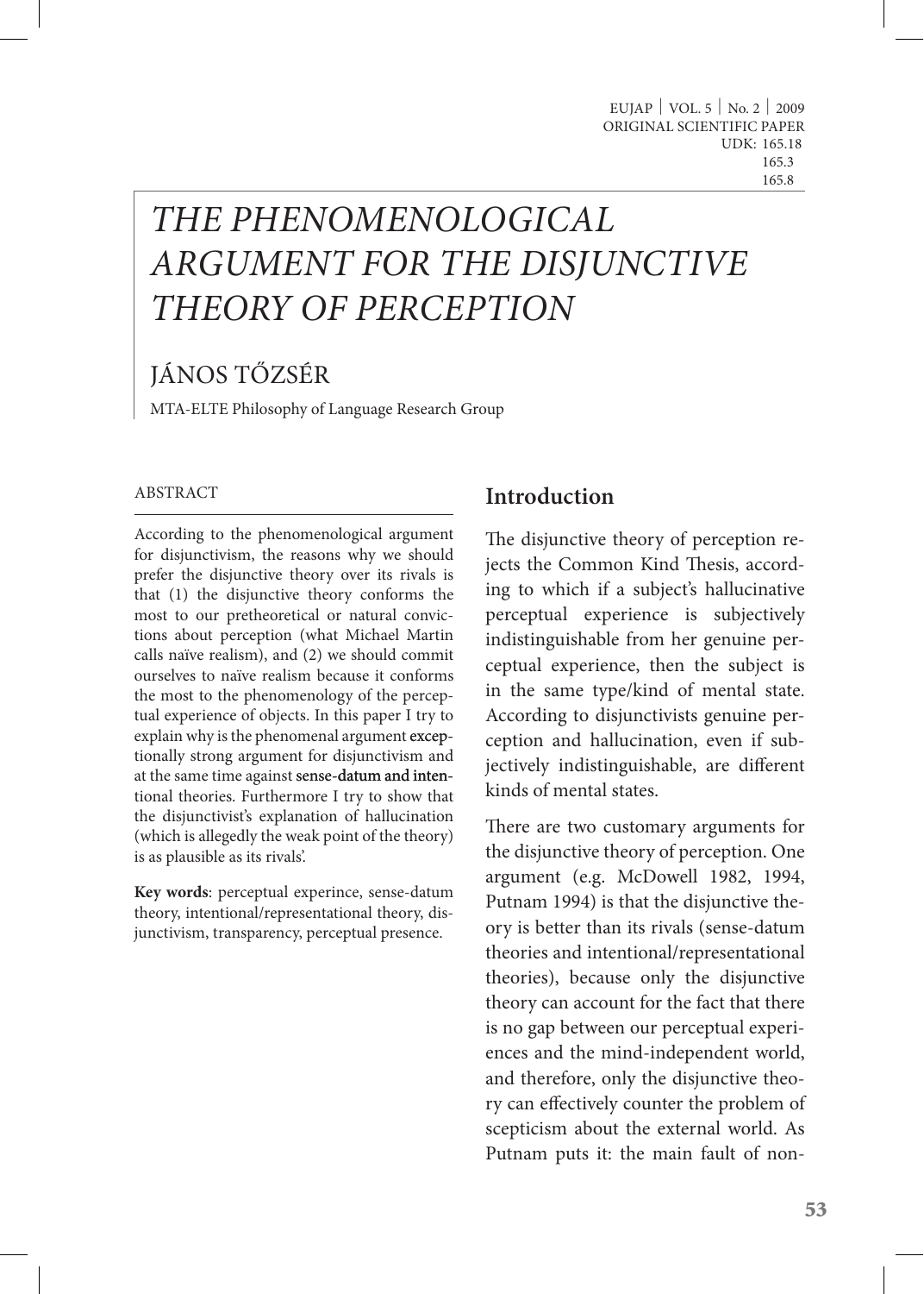EUJAP | VOL. 5 | No. 2 | 2009
ORIGINAL SCIENTIFIC PAPER
UDK: 165.18
165.3
165.8

# *THE PHENOMENOLOGICAL ARGUMENT FOR THE DISJUNCTIVE THEORY OF PERCEPTION*

## JÁNOS TŐZSÉR

MTA-ELTE Philosophy of Language Research Group

### ABSTRACT

According to the phenomenological argument for disjunctivism, the reasons why we should prefer the disjunctive theory over its rivals is that (1) the disjunctive theory conforms the most to our pretheoretical or natural convictions about perception (what Michael Martin calls naïve realism), and (2) we should commit ourselves to naïve realism because it conforms the most to the phenomenology of the perceptual experience of objects. In this paper I try to explain why is the phenomenal argument exceptionally strong argument for disjunctivism and at the same time against sense-datum and intentional theories. Furthermore I try to show that the disjunctivist's explanation of hallucination (which is allegedly the weak point of the theory) is as plausible as its rivals'.

**Key words**: perceptual experince, sense-datum theory, intentional/representational theory, disjunctivism, transparency, perceptual presence.

## Introduction

The disjunctive theory of perception rejects the Common Kind Thesis, according to which if a subject's hallucinative perceptual experience is subjectively indistinguishable from her genuine perceptual experience, then the subject is in the same type/kind of mental state. According to disjunctivists genuine perception and hallucination, even if subjectively indistinguishable, are different kinds of mental states.

There are two customary arguments for the disjunctive theory of perception. One argument (e.g. McDowell 1982, 1994, Putnam 1994) is that the disjunctive theory is better than its rivals (sense-datum theories and intentional/representational theories), because only the disjunctive theory can account for the fact that there is no gap between our perceptual experiences and the mind-independent world, and therefore, only the disjunctive theory can effectively counter the problem of scepticism about the external world. As Putnam puts it: the main fault of non-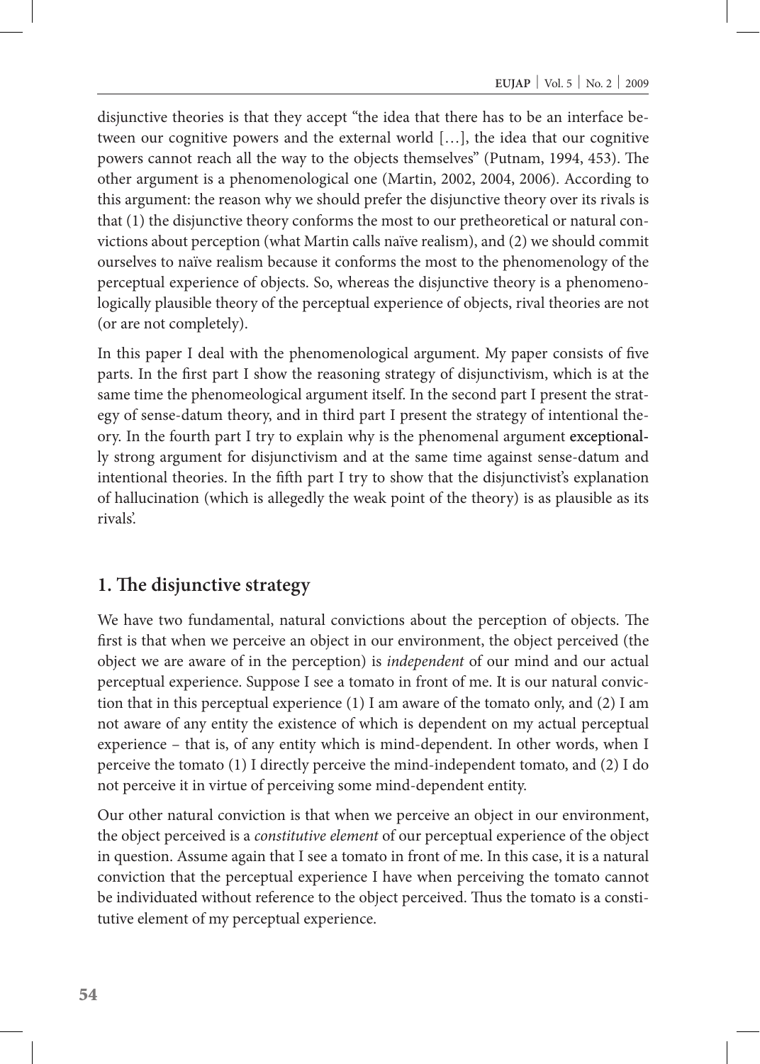disjunctive theories is that they accept "the idea that there has to be an interface between our cognitive powers and the external world […], the idea that our cognitive powers cannot reach all the way to the objects themselves" (Putnam, 1994, 453). The other argument is a phenomenological one (Martin, 2002, 2004, 2006). According to this argument: the reason why we should prefer the disjunctive theory over its rivals is that (1) the disjunctive theory conforms the most to our pretheoretical or natural convictions about perception (what Martin calls naïve realism), and (2) we should commit ourselves to naïve realism because it conforms the most to the phenomenology of the perceptual experience of objects. So, whereas the disjunctive theory is a phenomenologically plausible theory of the perceptual experience of objects, rival theories are not (or are not completely).

In this paper I deal with the phenomenological argument. My paper consists of five parts. In the first part I show the reasoning strategy of disjunctivism, which is at the same time the phenomeological argument itself. In the second part I present the strategy of sense-datum theory, and in third part I present the strategy of intentional theory. In the fourth part I try to explain why is the phenomenal argument exceptionally strong argument for disjunctivism and at the same time against sense-datum and intentional theories. In the fifth part I try to show that the disjunctivist's explanation of hallucination (which is allegedly the weak point of the theory) is as plausible as its rivals'.

## 1. The disjunctive strategy

We have two fundamental, natural convictions about the perception of objects. The first is that when we perceive an object in our environment, the object perceived (the object we are aware of in the perception) is *independent* of our mind and our actual perceptual experience. Suppose I see a tomato in front of me. It is our natural conviction that in this perceptual experience (1) I am aware of the tomato only, and (2) I am not aware of any entity the existence of which is dependent on my actual perceptual experience – that is, of any entity which is mind-dependent. In other words, when I perceive the tomato (1) I directly perceive the mind-independent tomato, and (2) I do not perceive it in virtue of perceiving some mind-dependent entity.

Our other natural conviction is that when we perceive an object in our environment, the object perceived is a *constitutive element* of our perceptual experience of the object in question. Assume again that I see a tomato in front of me. In this case, it is a natural conviction that the perceptual experience I have when perceiving the tomato cannot be individuated without reference to the object perceived. Thus the tomato is a constitutive element of my perceptual experience.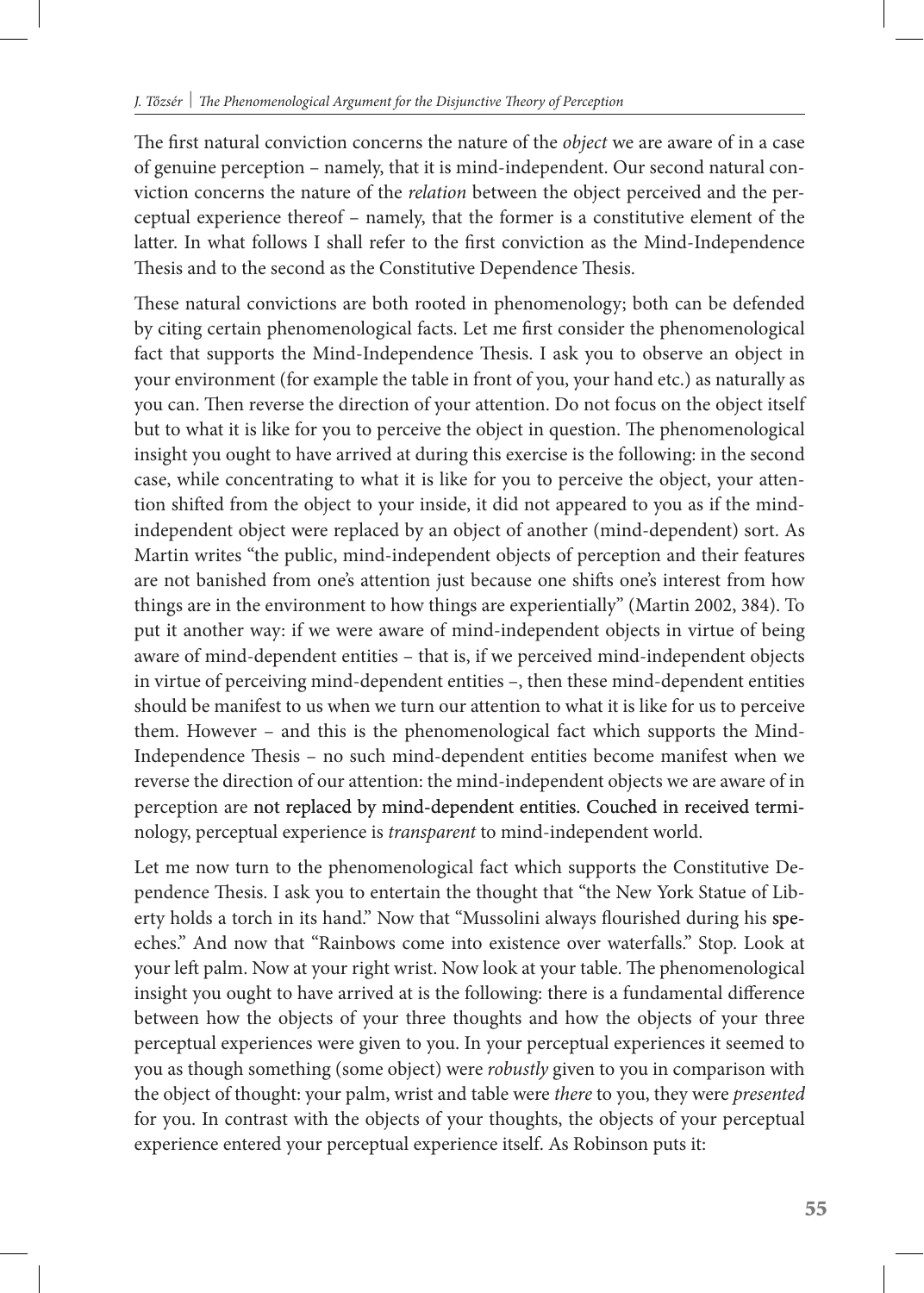The first natural conviction concerns the nature of the *object* we are aware of in a case of genuine perception – namely, that it is mind-independent. Our second natural conviction concerns the nature of the *relation* between the object perceived and the perceptual experience thereof – namely, that the former is a constitutive element of the latter. In what follows I shall refer to the first conviction as the Mind-Independence Thesis and to the second as the Constitutive Dependence Thesis.

These natural convictions are both rooted in phenomenology; both can be defended by citing certain phenomenological facts. Let me first consider the phenomenological fact that supports the Mind-Independence Thesis. I ask you to observe an object in your environment (for example the table in front of you, your hand etc.) as naturally as you can. Then reverse the direction of your attention. Do not focus on the object itself but to what it is like for you to perceive the object in question. The phenomenological insight you ought to have arrived at during this exercise is the following: in the second case, while concentrating to what it is like for you to perceive the object, your attention shifted from the object to your inside, it did not appeared to you as if the mind-independent object were replaced by an object of another (mind-dependent) sort. As Martin writes "the public, mind-independent objects of perception and their features are not banished from one's attention just because one shifts one's interest from how things are in the environment to how things are experientially" (Martin 2002, 384). To put it another way: if we were aware of mind-independent objects in virtue of being aware of mind-dependent entities – that is, if we perceived mind-independent objects in virtue of perceiving mind-dependent entities –, then these mind-dependent entities should be manifest to us when we turn our attention to what it is like for us to perceive them. However – and this is the phenomenological fact which supports the Mind-Independence Thesis – no such mind-dependent entities become manifest when we reverse the direction of our attention: the mind-independent objects we are aware of in perception are not replaced by mind-dependent entities. Couched in received terminology, perceptual experience is *transparent* to mind-independent world.

Let me now turn to the phenomenological fact which supports the Constitutive Dependence Thesis. I ask you to entertain the thought that "the New York Statue of Liberty holds a torch in its hand." Now that "Mussolini always flourished during his speeches." And now that "Rainbows come into existence over waterfalls." Stop. Look at your left palm. Now at your right wrist. Now look at your table. The phenomenological insight you ought to have arrived at is the following: there is a fundamental difference between how the objects of your three thoughts and how the objects of your three perceptual experiences were given to you. In your perceptual experiences it seemed to you as though something (some object) were *robustly* given to you in comparison with the object of thought: your palm, wrist and table were *there* to you, they were *presented* for you. In contrast with the objects of your thoughts, the objects of your perceptual experience entered your perceptual experience itself. As Robinson puts it: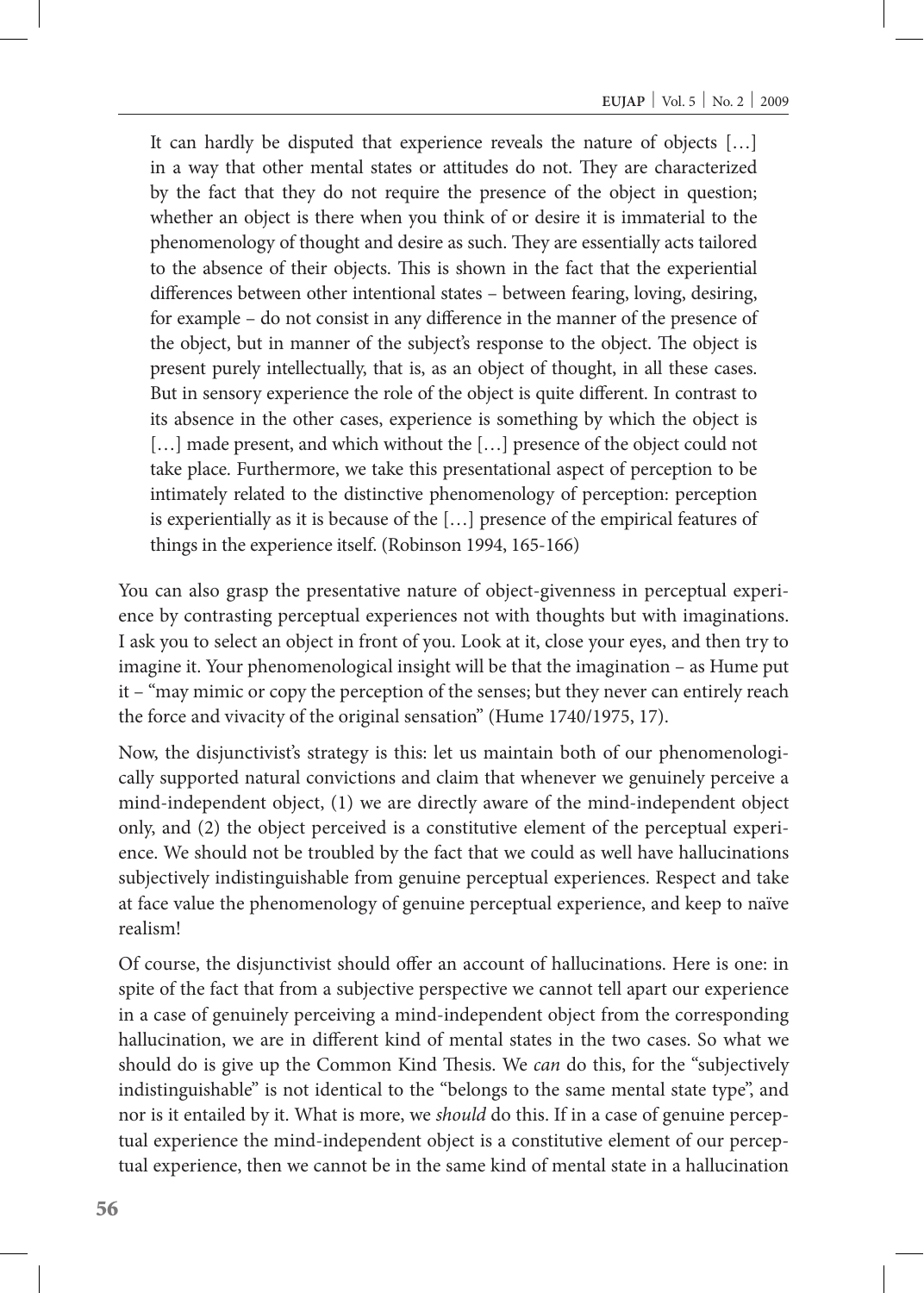> It can hardly be disputed that experience reveals the nature of objects […] in a way that other mental states or attitudes do not. They are characterized by the fact that they do not require the presence of the object in question; whether an object is there when you think of or desire it is immaterial to the phenomenology of thought and desire as such. They are essentially acts tailored to the absence of their objects. This is shown in the fact that the experiential differences between other intentional states – between fearing, loving, desiring, for example – do not consist in any difference in the manner of the presence of the object, but in manner of the subject's response to the object. The object is present purely intellectually, that is, as an object of thought, in all these cases. But in sensory experience the role of the object is quite different. In contrast to its absence in the other cases, experience is something by which the object is […] made present, and which without the […] presence of the object could not take place. Furthermore, we take this presentational aspect of perception to be intimately related to the distinctive phenomenology of perception: perception is experientially as it is because of the […] presence of the empirical features of things in the experience itself. (Robinson 1994, 165-166)

You can also grasp the presentative nature of object-givenness in perceptual experience by contrasting perceptual experiences not with thoughts but with imaginations. I ask you to select an object in front of you. Look at it, close your eyes, and then try to imagine it. Your phenomenological insight will be that the imagination – as Hume put it – "may mimic or copy the perception of the senses; but they never can entirely reach the force and vivacity of the original sensation" (Hume 1740/1975, 17).

Now, the disjunctivist's strategy is this: let us maintain both of our phenomenologically supported natural convictions and claim that whenever we genuinely perceive a mind-independent object, (1) we are directly aware of the mind-independent object only, and (2) the object perceived is a constitutive element of the perceptual experience. We should not be troubled by the fact that we could as well have hallucinations subjectively indistinguishable from genuine perceptual experiences. Respect and take at face value the phenomenology of genuine perceptual experience, and keep to naïve realism!

Of course, the disjunctivist should offer an account of hallucinations. Here is one: in spite of the fact that from a subjective perspective we cannot tell apart our experience in a case of genuinely perceiving a mind-independent object from the corresponding hallucination, we are in different kind of mental states in the two cases. So what we should do is give up the Common Kind Thesis. We *can* do this, for the "subjectively indistinguishable" is not identical to the "belongs to the same mental state type", and nor is it entailed by it. What is more, we *should* do this. If in a case of genuine perceptual experience the mind-independent object is a constitutive element of our perceptual experience, then we cannot be in the same kind of mental state in a hallucination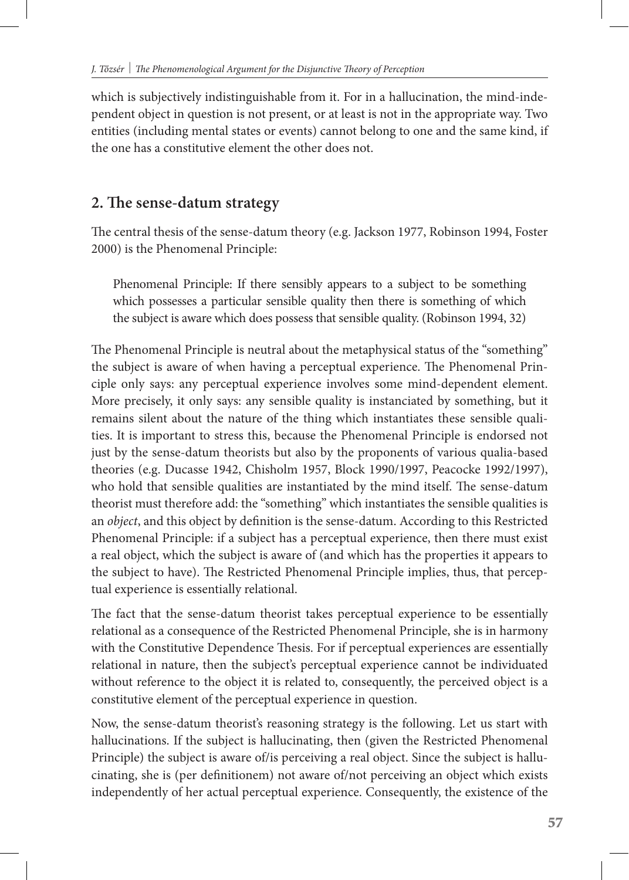which is subjectively indistinguishable from it. For in a hallucination, the mind-independent object in question is not present, or at least is not in the appropriate way. Two entities (including mental states or events) cannot belong to one and the same kind, if the one has a constitutive element the other does not.

## 2. The sense-datum strategy

The central thesis of the sense-datum theory (e.g. Jackson 1977, Robinson 1994, Foster 2000) is the Phenomenal Principle:

> Phenomenal Principle: If there sensibly appears to a subject to be something which possesses a particular sensible quality then there is something of which the subject is aware which does possess that sensible quality. (Robinson 1994, 32)

The Phenomenal Principle is neutral about the metaphysical status of the "something" the subject is aware of when having a perceptual experience. The Phenomenal Principle only says: any perceptual experience involves some mind-dependent element. More precisely, it only says: any sensible quality is instanciated by something, but it remains silent about the nature of the thing which instantiates these sensible qualities. It is important to stress this, because the Phenomenal Principle is endorsed not just by the sense-datum theorists but also by the proponents of various qualia-based theories (e.g. Ducasse 1942, Chisholm 1957, Block 1990/1997, Peacocke 1992/1997), who hold that sensible qualities are instantiated by the mind itself. The sense-datum theorist must therefore add: the "something" which instantiates the sensible qualities is an *object*, and this object by definition is the sense-datum. According to this Restricted Phenomenal Principle: if a subject has a perceptual experience, then there must exist a real object, which the subject is aware of (and which has the properties it appears to the subject to have). The Restricted Phenomenal Principle implies, thus, that perceptual experience is essentially relational.

The fact that the sense-datum theorist takes perceptual experience to be essentially relational as a consequence of the Restricted Phenomenal Principle, she is in harmony with the Constitutive Dependence Thesis. For if perceptual experiences are essentially relational in nature, then the subject's perceptual experience cannot be individuated without reference to the object it is related to, consequently, the perceived object is a constitutive element of the perceptual experience in question.

Now, the sense-datum theorist's reasoning strategy is the following. Let us start with hallucinations. If the subject is hallucinating, then (given the Restricted Phenomenal Principle) the subject is aware of/is perceiving a real object. Since the subject is hallucinating, she is (per definitionem) not aware of/not perceiving an object which exists independently of her actual perceptual experience. Consequently, the existence of the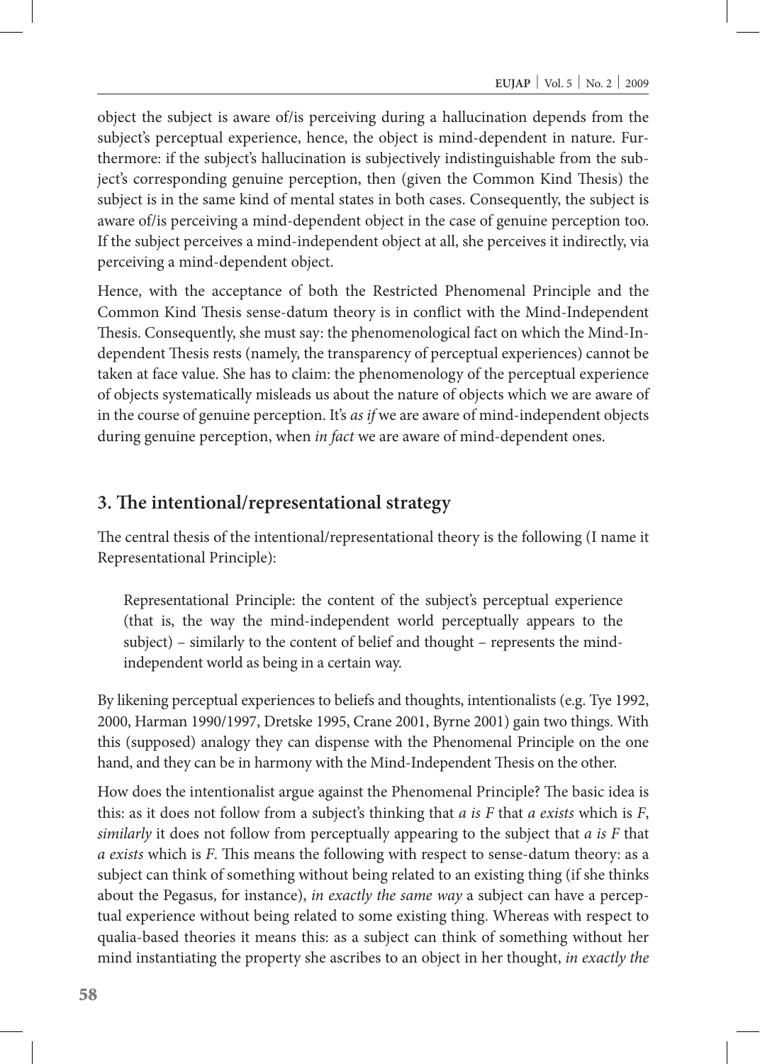object the subject is aware of/is perceiving during a hallucination depends from the subject's perceptual experience, hence, the object is mind-dependent in nature. Furthermore: if the subject's hallucination is subjectively indistinguishable from the subject's corresponding genuine perception, then (given the Common Kind Thesis) the subject is in the same kind of mental states in both cases. Consequently, the subject is aware of/is perceiving a mind-dependent object in the case of genuine perception too. If the subject perceives a mind-independent object at all, she perceives it indirectly, via perceiving a mind-dependent object.

Hence, with the acceptance of both the Restricted Phenomenal Principle and the Common Kind Thesis sense-datum theory is in conflict with the Mind-Independent Thesis. Consequently, she must say: the phenomenological fact on which the Mind-Independent Thesis rests (namely, the transparency of perceptual experiences) cannot be taken at face value. She has to claim: the phenomenology of the perceptual experience of objects systematically misleads us about the nature of objects which we are aware of in the course of genuine perception. It's *as if* we are aware of mind-independent objects during genuine perception, when *in fact* we are aware of mind-dependent ones.

## 3. The intentional/representational strategy

The central thesis of the intentional/representational theory is the following (I name it Representational Principle):

> Representational Principle: the content of the subject's perceptual experience (that is, the way the mind-independent world perceptually appears to the subject) – similarly to the content of belief and thought – represents the mind-independent world as being in a certain way.

By likening perceptual experiences to beliefs and thoughts, intentionalists (e.g. Tye 1992, 2000, Harman 1990/1997, Dretske 1995, Crane 2001, Byrne 2001) gain two things. With this (supposed) analogy they can dispense with the Phenomenal Principle on the one hand, and they can be in harmony with the Mind-Independent Thesis on the other.

How does the intentionalist argue against the Phenomenal Principle? The basic idea is this: as it does not follow from a subject's thinking that *a is F* that *a exists* which is *F*, *similarly* it does not follow from perceptually appearing to the subject that *a is F* that *a exists* which is *F*. This means the following with respect to sense-datum theory: as a subject can think of something without being related to an existing thing (if she thinks about the Pegasus, for instance), *in exactly the same way* a subject can have a perceptual experience without being related to some existing thing. Whereas with respect to qualia-based theories it means this: as a subject can think of something without her mind instantiating the property she ascribes to an object in her thought, *in exactly the*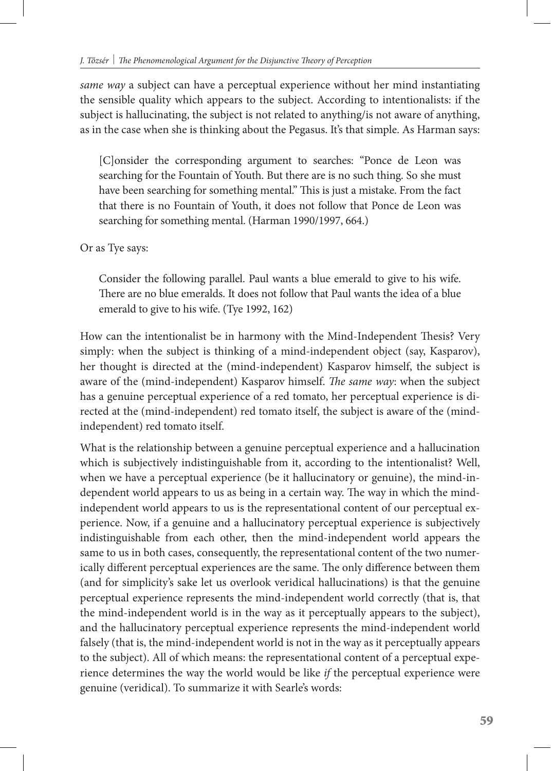*same way* a subject can have a perceptual experience without her mind instantiating the sensible quality which appears to the subject. According to intentionalists: if the subject is hallucinating, the subject is not related to anything/is not aware of anything, as in the case when she is thinking about the Pegasus. It's that simple. As Harman says:

> [C]onsider the corresponding argument to searches: "Ponce de Leon was searching for the Fountain of Youth. But there are is no such thing. So she must have been searching for something mental." This is just a mistake. From the fact that there is no Fountain of Youth, it does not follow that Ponce de Leon was searching for something mental. (Harman 1990/1997, 664.)

Or as Tye says:

> Consider the following parallel. Paul wants a blue emerald to give to his wife. There are no blue emeralds. It does not follow that Paul wants the idea of a blue emerald to give to his wife. (Tye 1992, 162)

How can the intentionalist be in harmony with the Mind-Independent Thesis? Very simply: when the subject is thinking of a mind-independent object (say, Kasparov), her thought is directed at the (mind-independent) Kasparov himself, the subject is aware of the (mind-independent) Kasparov himself. *The same way*: when the subject has a genuine perceptual experience of a red tomato, her perceptual experience is directed at the (mind-independent) red tomato itself, the subject is aware of the (mind-independent) red tomato itself.

What is the relationship between a genuine perceptual experience and a hallucination which is subjectively indistinguishable from it, according to the intentionalist? Well, when we have a perceptual experience (be it hallucinatory or genuine), the mind-independent world appears to us as being in a certain way. The way in which the mind-independent world appears to us is the representational content of our perceptual experience. Now, if a genuine and a hallucinatory perceptual experience is subjectively indistinguishable from each other, then the mind-independent world appears the same to us in both cases, consequently, the representational content of the two numerically different perceptual experiences are the same. The only difference between them (and for simplicity's sake let us overlook veridical hallucinations) is that the genuine perceptual experience represents the mind-independent world correctly (that is, that the mind-independent world is in the way as it perceptually appears to the subject), and the hallucinatory perceptual experience represents the mind-independent world falsely (that is, the mind-independent world is not in the way as it perceptually appears to the subject). All of which means: the representational content of a perceptual experience determines the way the world would be like *if* the perceptual experience were genuine (veridical). To summarize it with Searle's words: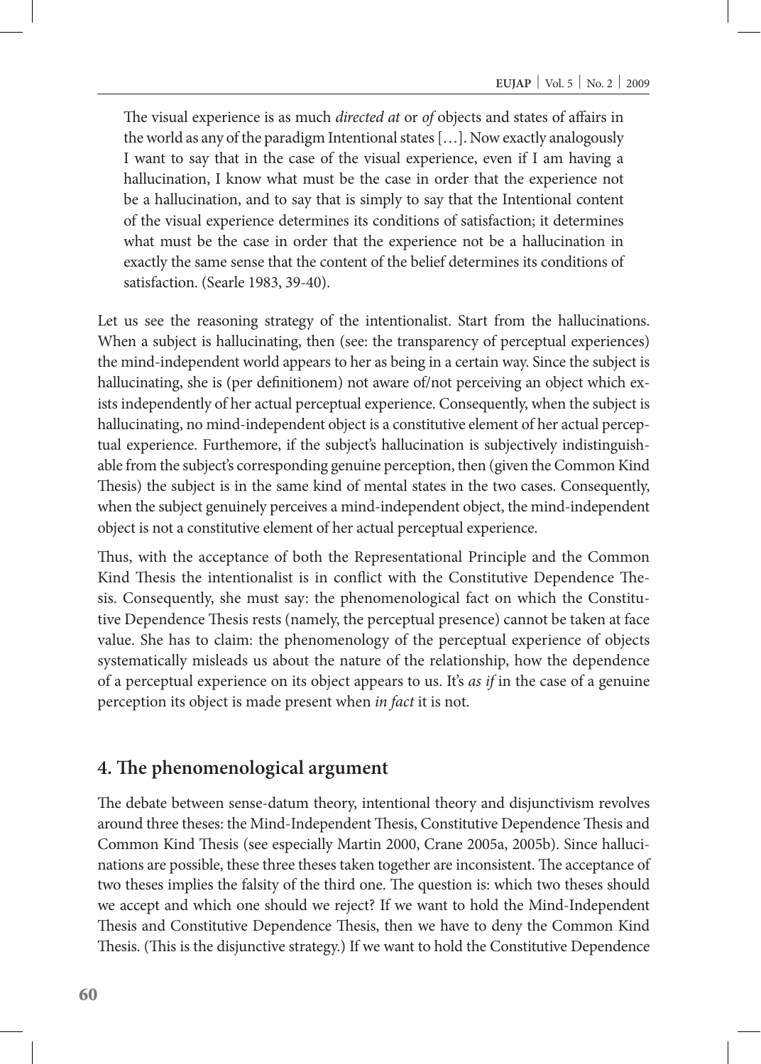> The visual experience is as much *directed at* or *of* objects and states of affairs in the world as any of the paradigm Intentional states […]. Now exactly analogously I want to say that in the case of the visual experience, even if I am having a hallucination, I know what must be the case in order that the experience not be a hallucination, and to say that is simply to say that the Intentional content of the visual experience determines its conditions of satisfaction; it determines what must be the case in order that the experience not be a hallucination in exactly the same sense that the content of the belief determines its conditions of satisfaction. (Searle 1983, 39-40).

Let us see the reasoning strategy of the intentionalist. Start from the hallucinations. When a subject is hallucinating, then (see: the transparency of perceptual experiences) the mind-independent world appears to her as being in a certain way. Since the subject is hallucinating, she is (per definitionem) not aware of/not perceiving an object which exists independently of her actual perceptual experience. Consequently, when the subject is hallucinating, no mind-independent object is a constitutive element of her actual perceptual experience. Furthemore, if the subject's hallucination is subjectively indistinguishable from the subject's corresponding genuine perception, then (given the Common Kind Thesis) the subject is in the same kind of mental states in the two cases. Consequently, when the subject genuinely perceives a mind-independent object, the mind-independent object is not a constitutive element of her actual perceptual experience.

Thus, with the acceptance of both the Representational Principle and the Common Kind Thesis the intentionalist is in conflict with the Constitutive Dependence Thesis. Consequently, she must say: the phenomenological fact on which the Constitutive Dependence Thesis rests (namely, the perceptual presence) cannot be taken at face value. She has to claim: the phenomenology of the perceptual experience of objects systematically misleads us about the nature of the relationship, how the dependence of a perceptual experience on its object appears to us. It's *as if* in the case of a genuine perception its object is made present when *in fact* it is not.

## 4. The phenomenological argument

The debate between sense-datum theory, intentional theory and disjunctivism revolves around three theses: the Mind-Independent Thesis, Constitutive Dependence Thesis and Common Kind Thesis (see especially Martin 2000, Crane 2005a, 2005b). Since hallucinations are possible, these three theses taken together are inconsistent. The acceptance of two theses implies the falsity of the third one. The question is: which two theses should we accept and which one should we reject? If we want to hold the Mind-Independent Thesis and Constitutive Dependence Thesis, then we have to deny the Common Kind Thesis. (This is the disjunctive strategy.) If we want to hold the Constitutive Dependence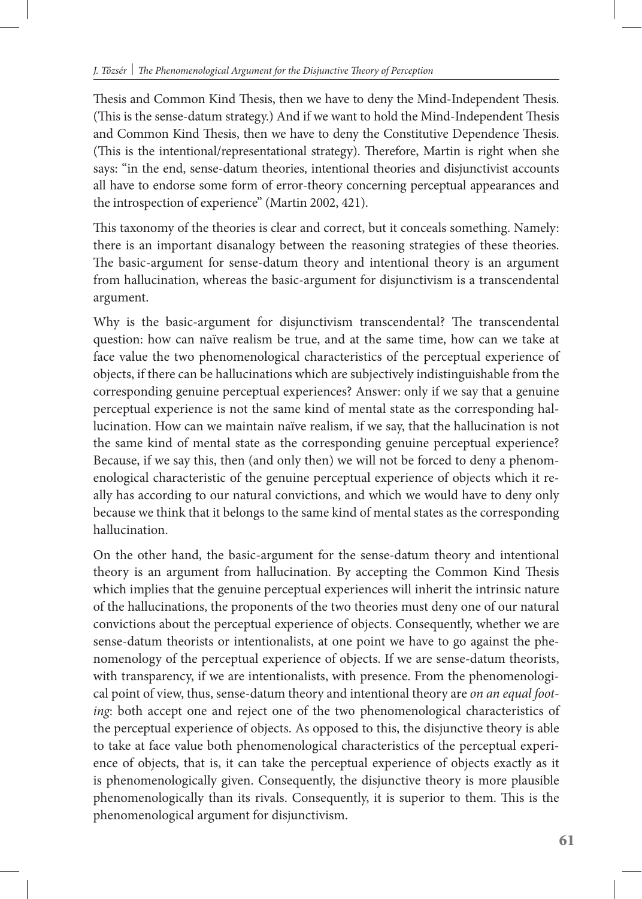Thesis and Common Kind Thesis, then we have to deny the Mind-Independent Thesis. (This is the sense-datum strategy.) And if we want to hold the Mind-Independent Thesis and Common Kind Thesis, then we have to deny the Constitutive Dependence Thesis. (This is the intentional/representational strategy). Therefore, Martin is right when she says: "in the end, sense-datum theories, intentional theories and disjunctivist accounts all have to endorse some form of error-theory concerning perceptual appearances and the introspection of experience" (Martin 2002, 421).

This taxonomy of the theories is clear and correct, but it conceals something. Namely: there is an important disanalogy between the reasoning strategies of these theories. The basic-argument for sense-datum theory and intentional theory is an argument from hallucination, whereas the basic-argument for disjunctivism is a transcendental argument.

Why is the basic-argument for disjunctivism transcendental? The transcendental question: how can naïve realism be true, and at the same time, how can we take at face value the two phenomenological characteristics of the perceptual experience of objects, if there can be hallucinations which are subjectively indistinguishable from the corresponding genuine perceptual experiences? Answer: only if we say that a genuine perceptual experience is not the same kind of mental state as the corresponding hallucination. How can we maintain naïve realism, if we say, that the hallucination is not the same kind of mental state as the corresponding genuine perceptual experience? Because, if we say this, then (and only then) we will not be forced to deny a phenomenological characteristic of the genuine perceptual experience of objects which it really has according to our natural convictions, and which we would have to deny only because we think that it belongs to the same kind of mental states as the corresponding hallucination.

On the other hand, the basic-argument for the sense-datum theory and intentional theory is an argument from hallucination. By accepting the Common Kind Thesis which implies that the genuine perceptual experiences will inherit the intrinsic nature of the hallucinations, the proponents of the two theories must deny one of our natural convictions about the perceptual experience of objects. Consequently, whether we are sense-datum theorists or intentionalists, at one point we have to go against the phenomenology of the perceptual experience of objects. If we are sense-datum theorists, with transparency, if we are intentionalists, with presence. From the phenomenological point of view, thus, sense-datum theory and intentional theory are *on an equal footing*: both accept one and reject one of the two phenomenological characteristics of the perceptual experience of objects. As opposed to this, the disjunctive theory is able to take at face value both phenomenological characteristics of the perceptual experience of objects, that is, it can take the perceptual experience of objects exactly as it is phenomenologically given. Consequently, the disjunctive theory is more plausible phenomenologically than its rivals. Consequently, it is superior to them. This is the phenomenological argument for disjunctivism.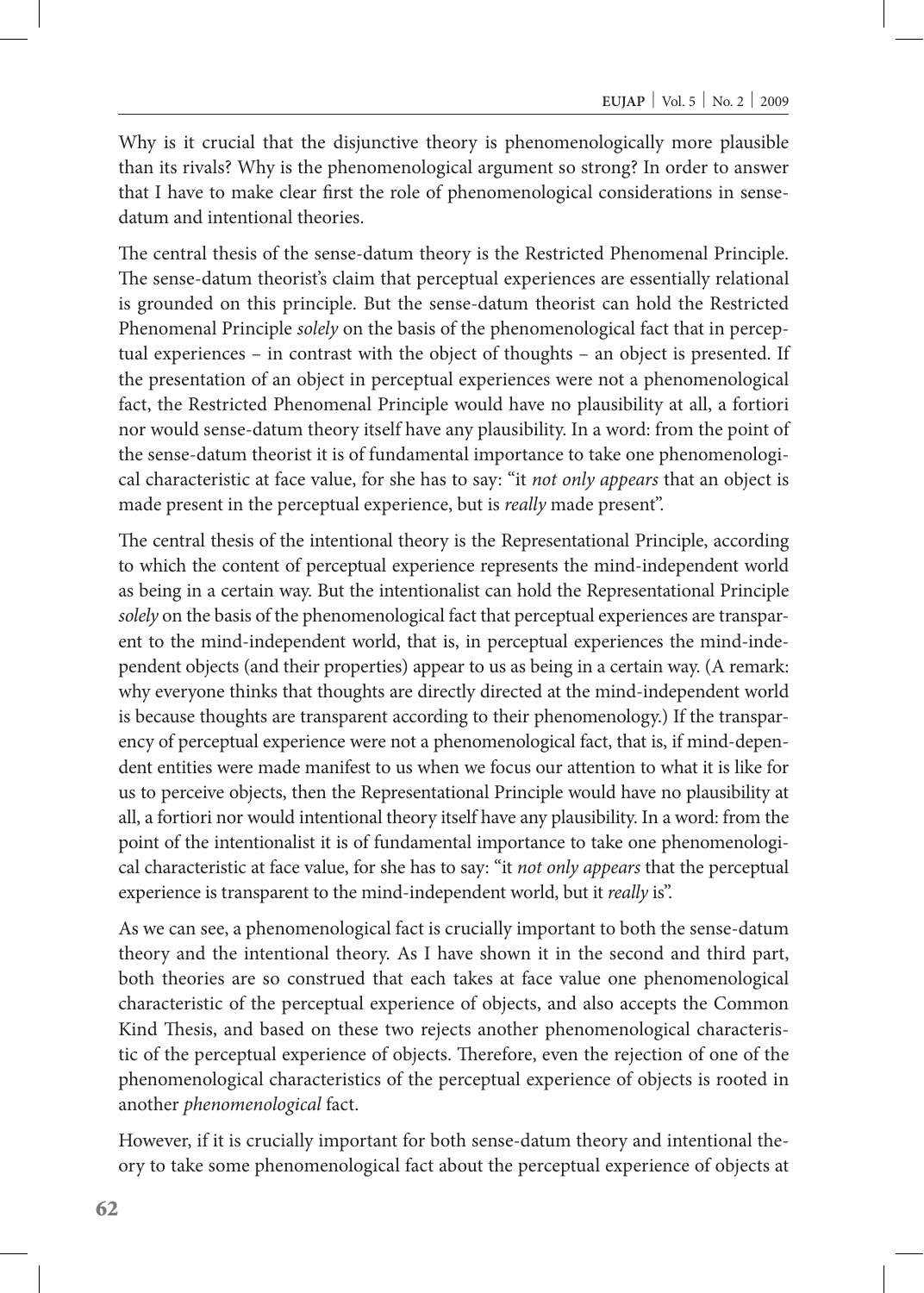Why is it crucial that the disjunctive theory is phenomenologically more plausible than its rivals? Why is the phenomenological argument so strong? In order to answer that I have to make clear first the role of phenomenological considerations in sense-datum and intentional theories.

The central thesis of the sense-datum theory is the Restricted Phenomenal Principle. The sense-datum theorist's claim that perceptual experiences are essentially relational is grounded on this principle. But the sense-datum theorist can hold the Restricted Phenomenal Principle *solely* on the basis of the phenomenological fact that in perceptual experiences – in contrast with the object of thoughts – an object is presented. If the presentation of an object in perceptual experiences were not a phenomenological fact, the Restricted Phenomenal Principle would have no plausibility at all, a fortiori nor would sense-datum theory itself have any plausibility. In a word: from the point of the sense-datum theorist it is of fundamental importance to take one phenomenological characteristic at face value, for she has to say: "it *not only appears* that an object is made present in the perceptual experience, but is *really* made present".

The central thesis of the intentional theory is the Representational Principle, according to which the content of perceptual experience represents the mind-independent world as being in a certain way. But the intentionalist can hold the Representational Principle *solely* on the basis of the phenomenological fact that perceptual experiences are transparent to the mind-independent world, that is, in perceptual experiences the mind-independent objects (and their properties) appear to us as being in a certain way. (A remark: why everyone thinks that thoughts are directly directed at the mind-independent world is because thoughts are transparent according to their phenomenology.) If the transparency of perceptual experience were not a phenomenological fact, that is, if mind-dependent entities were made manifest to us when we focus our attention to what it is like for us to perceive objects, then the Representational Principle would have no plausibility at all, a fortiori nor would intentional theory itself have any plausibility. In a word: from the point of the intentionalist it is of fundamental importance to take one phenomenological characteristic at face value, for she has to say: "it *not only appears* that the perceptual experience is transparent to the mind-independent world, but it *really* is".

As we can see, a phenomenological fact is crucially important to both the sense-datum theory and the intentional theory. As I have shown it in the second and third part, both theories are so construed that each takes at face value one phenomenological characteristic of the perceptual experience of objects, and also accepts the Common Kind Thesis, and based on these two rejects another phenomenological characteristic of the perceptual experience of objects. Therefore, even the rejection of one of the phenomenological characteristics of the perceptual experience of objects is rooted in another *phenomenological* fact.

However, if it is crucially important for both sense-datum theory and intentional theory to take some phenomenological fact about the perceptual experience of objects at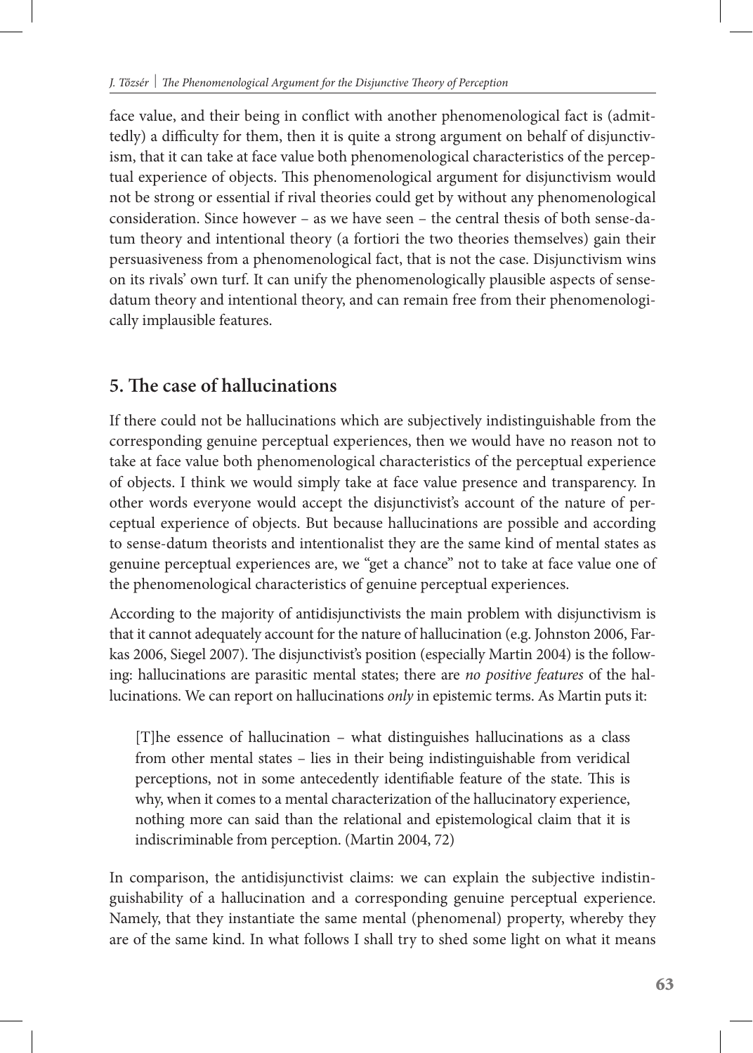face value, and their being in conflict with another phenomenological fact is (admittedly) a difficulty for them, then it is quite a strong argument on behalf of disjunctivism, that it can take at face value both phenomenological characteristics of the perceptual experience of objects. This phenomenological argument for disjunctivism would not be strong or essential if rival theories could get by without any phenomenological consideration. Since however – as we have seen – the central thesis of both sense-datum theory and intentional theory (a fortiori the two theories themselves) gain their persuasiveness from a phenomenological fact, that is not the case. Disjunctivism wins on its rivals' own turf. It can unify the phenomenologically plausible aspects of sense-datum theory and intentional theory, and can remain free from their phenomenologically implausible features.

## 5. The case of hallucinations

If there could not be hallucinations which are subjectively indistinguishable from the corresponding genuine perceptual experiences, then we would have no reason not to take at face value both phenomenological characteristics of the perceptual experience of objects. I think we would simply take at face value presence and transparency. In other words everyone would accept the disjunctivist's account of the nature of perceptual experience of objects. But because hallucinations are possible and according to sense-datum theorists and intentionalist they are the same kind of mental states as genuine perceptual experiences are, we "get a chance" not to take at face value one of the phenomenological characteristics of genuine perceptual experiences.

According to the majority of antidisjunctivists the main problem with disjunctivism is that it cannot adequately account for the nature of hallucination (e.g. Johnston 2006, Farkas 2006, Siegel 2007). The disjunctivist's position (especially Martin 2004) is the following: hallucinations are parasitic mental states; there are *no positive features* of the hallucinations. We can report on hallucinations *only* in epistemic terms. As Martin puts it:

> [T]he essence of hallucination – what distinguishes hallucinations as a class from other mental states – lies in their being indistinguishable from veridical perceptions, not in some antecedently identifiable feature of the state. This is why, when it comes to a mental characterization of the hallucinatory experience, nothing more can said than the relational and epistemological claim that it is indiscriminable from perception. (Martin 2004, 72)

In comparison, the antidisjunctivist claims: we can explain the subjective indistinguishability of a hallucination and a corresponding genuine perceptual experience. Namely, that they instantiate the same mental (phenomenal) property, whereby they are of the same kind. In what follows I shall try to shed some light on what it means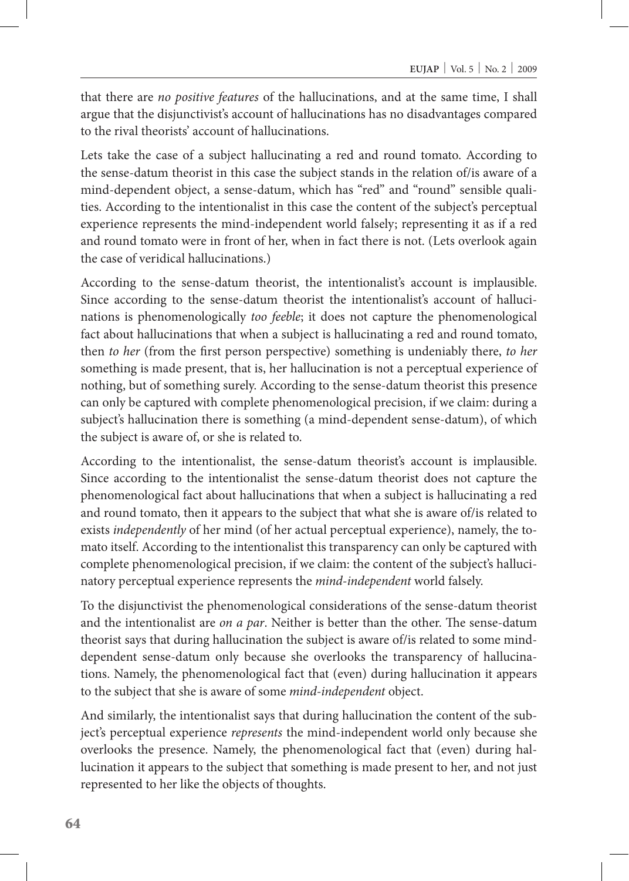that there are *no positive features* of the hallucinations, and at the same time, I shall argue that the disjunctivist's account of hallucinations has no disadvantages compared to the rival theorists' account of hallucinations.

Lets take the case of a subject hallucinating a red and round tomato. According to the sense-datum theorist in this case the subject stands in the relation of/is aware of a mind-dependent object, a sense-datum, which has "red" and "round" sensible qualities. According to the intentionalist in this case the content of the subject's perceptual experience represents the mind-independent world falsely; representing it as if a red and round tomato were in front of her, when in fact there is not. (Lets overlook again the case of veridical hallucinations.)

According to the sense-datum theorist, the intentionalist's account is implausible. Since according to the sense-datum theorist the intentionalist's account of hallucinations is phenomenologically *too feeble*; it does not capture the phenomenological fact about hallucinations that when a subject is hallucinating a red and round tomato, then *to her* (from the first person perspective) something is undeniably there, *to her* something is made present, that is, her hallucination is not a perceptual experience of nothing, but of something surely. According to the sense-datum theorist this presence can only be captured with complete phenomenological precision, if we claim: during a subject's hallucination there is something (a mind-dependent sense-datum), of which the subject is aware of, or she is related to.

According to the intentionalist, the sense-datum theorist's account is implausible. Since according to the intentionalist the sense-datum theorist does not capture the phenomenological fact about hallucinations that when a subject is hallucinating a red and round tomato, then it appears to the subject that what she is aware of/is related to exists *independently* of her mind (of her actual perceptual experience), namely, the tomato itself. According to the intentionalist this transparency can only be captured with complete phenomenological precision, if we claim: the content of the subject's hallucinatory perceptual experience represents the *mind-independent* world falsely.

To the disjunctivist the phenomenological considerations of the sense-datum theorist and the intentionalist are *on a par*. Neither is better than the other. The sense-datum theorist says that during hallucination the subject is aware of/is related to some mind-dependent sense-datum only because she overlooks the transparency of hallucinations. Namely, the phenomenological fact that (even) during hallucination it appears to the subject that she is aware of some *mind-independent* object.

And similarly, the intentionalist says that during hallucination the content of the subject's perceptual experience *represents* the mind-independent world only because she overlooks the presence. Namely, the phenomenological fact that (even) during hallucination it appears to the subject that something is made present to her, and not just represented to her like the objects of thoughts.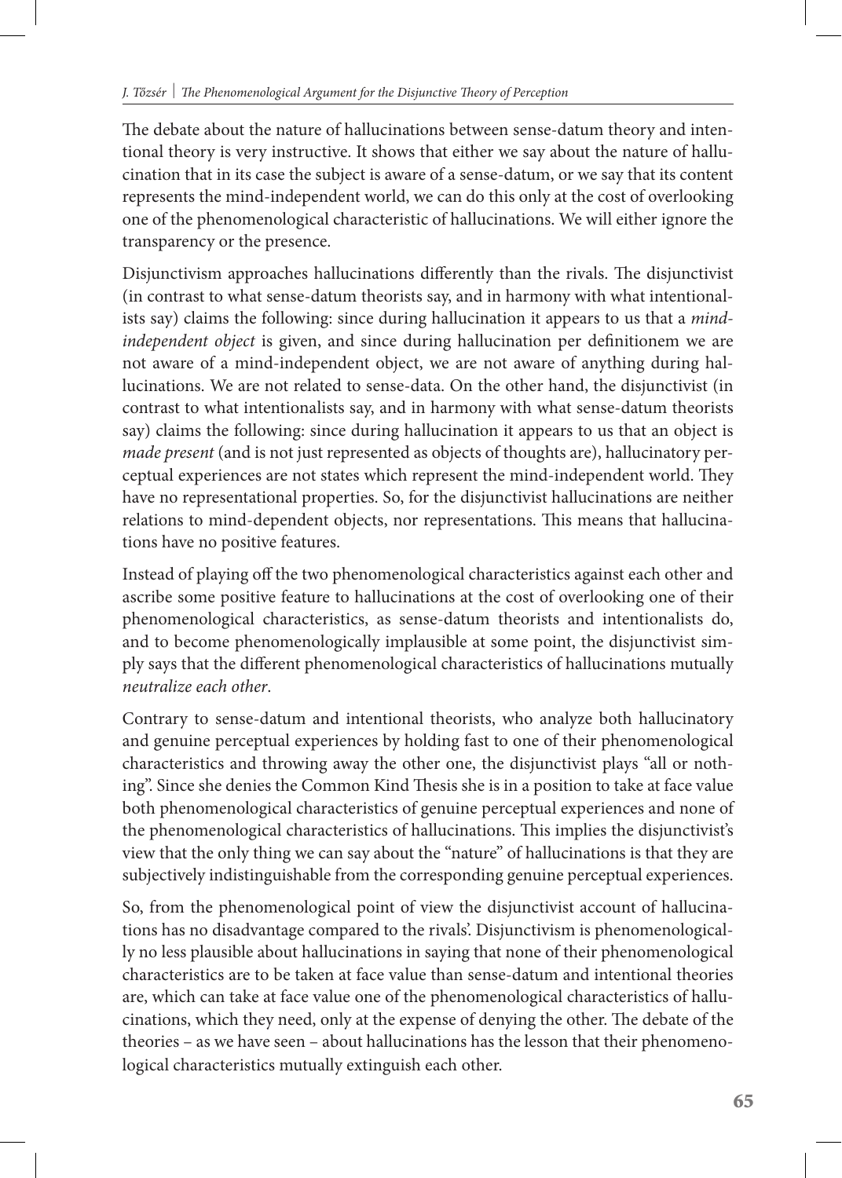The debate about the nature of hallucinations between sense-datum theory and intentional theory is very instructive. It shows that either we say about the nature of hallucination that in its case the subject is aware of a sense-datum, or we say that its content represents the mind-independent world, we can do this only at the cost of overlooking one of the phenomenological characteristic of hallucinations. We will either ignore the transparency or the presence.

Disjunctivism approaches hallucinations differently than the rivals. The disjunctivist (in contrast to what sense-datum theorists say, and in harmony with what intentionalists say) claims the following: since during hallucination it appears to us that a *mind-independent object* is given, and since during hallucination per definitionem we are not aware of a mind-independent object, we are not aware of anything during hallucinations. We are not related to sense-data. On the other hand, the disjunctivist (in contrast to what intentionalists say, and in harmony with what sense-datum theorists say) claims the following: since during hallucination it appears to us that an object is *made present* (and is not just represented as objects of thoughts are), hallucinatory perceptual experiences are not states which represent the mind-independent world. They have no representational properties. So, for the disjunctivist hallucinations are neither relations to mind-dependent objects, nor representations. This means that hallucinations have no positive features.

Instead of playing off the two phenomenological characteristics against each other and ascribe some positive feature to hallucinations at the cost of overlooking one of their phenomenological characteristics, as sense-datum theorists and intentionalists do, and to become phenomenologically implausible at some point, the disjunctivist simply says that the different phenomenological characteristics of hallucinations mutually *neutralize each other*.

Contrary to sense-datum and intentional theorists, who analyze both hallucinatory and genuine perceptual experiences by holding fast to one of their phenomenological characteristics and throwing away the other one, the disjunctivist plays "all or nothing". Since she denies the Common Kind Thesis she is in a position to take at face value both phenomenological characteristics of genuine perceptual experiences and none of the phenomenological characteristics of hallucinations. This implies the disjunctivist's view that the only thing we can say about the "nature" of hallucinations is that they are subjectively indistinguishable from the corresponding genuine perceptual experiences.

So, from the phenomenological point of view the disjunctivist account of hallucinations has no disadvantage compared to the rivals'. Disjunctivism is phenomenologically no less plausible about hallucinations in saying that none of their phenomenological characteristics are to be taken at face value than sense-datum and intentional theories are, which can take at face value one of the phenomenological characteristics of hallucinations, which they need, only at the expense of denying the other. The debate of the theories – as we have seen – about hallucinations has the lesson that their phenomenological characteristics mutually extinguish each other.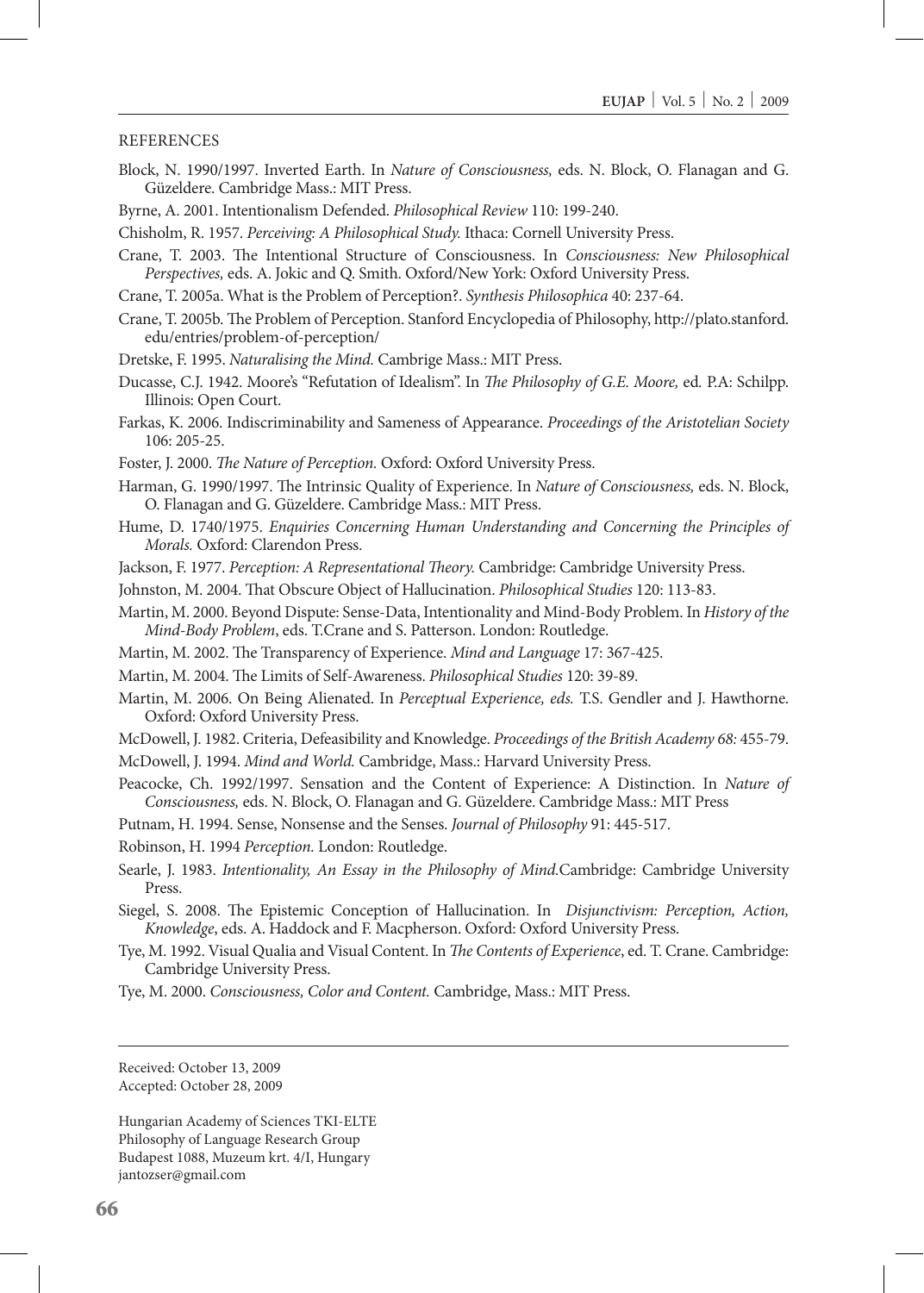## REFERENCES

Block, N. 1990/1997. Inverted Earth. In *Nature of Consciousness,* eds. N. Block, O. Flanagan and G. Güzeldere. Cambridge Mass.: MIT Press.

Byrne, A. 2001. Intentionalism Defended. *Philosophical Review* 110: 199-240.

Chisholm, R. 1957. *Perceiving: A Philosophical Study.* Ithaca: Cornell University Press.

Crane, T. 2003. The Intentional Structure of Consciousness. In *Consciousness: New Philosophical Perspectives,* eds. A. Jokic and Q. Smith. Oxford/New York: Oxford University Press.

Crane, T. 2005a. What is the Problem of Perception?. *Synthesis Philosophica* 40: 237-64.

Crane, T. 2005b. The Problem of Perception. Stanford Encyclopedia of Philosophy, http://plato.stanford.edu/entries/problem-of-perception/

Dretske, F. 1995. *Naturalising the Mind.* Cambrige Mass.: MIT Press.

Ducasse, C.J. 1942. Moore's "Refutation of Idealism". In *The Philosophy of G.E. Moore,* ed. P.A: Schilpp. Illinois: Open Court.

Farkas, K. 2006. Indiscriminability and Sameness of Appearance. *Proceedings of the Aristotelian Society* 106: 205-25.

Foster, J. 2000. *The Nature of Perception.* Oxford: Oxford University Press.

Harman, G. 1990/1997. The Intrinsic Quality of Experience. In *Nature of Consciousness,* eds. N. Block, O. Flanagan and G. Güzeldere. Cambridge Mass.: MIT Press.

Hume, D. 1740/1975. *Enquiries Concerning Human Understanding and Concerning the Principles of Morals.* Oxford: Clarendon Press.

Jackson, F. 1977. *Perception: A Representational Theory.* Cambridge: Cambridge University Press.

Johnston, M. 2004. That Obscure Object of Hallucination. *Philosophical Studies* 120: 113-83.

Martin, M. 2000. Beyond Dispute: Sense-Data, Intentionality and Mind-Body Problem. In *History of the Mind-Body Problem*, eds. T.Crane and S. Patterson. London: Routledge.

Martin, M. 2002. The Transparency of Experience. *Mind and Language* 17: 367-425.

Martin, M. 2004. The Limits of Self-Awareness. *Philosophical Studies* 120: 39-89.

Martin, M. 2006. On Being Alienated. In *Perceptual Experience, eds.* T.S. Gendler and J. Hawthorne. Oxford: Oxford University Press.

McDowell, J. 1982. Criteria, Defeasibility and Knowledge. *Proceedings of the British Academy 68:* 455-79.

McDowell, J. 1994. *Mind and World.* Cambridge, Mass.: Harvard University Press.

Peacocke, Ch. 1992/1997. Sensation and the Content of Experience: A Distinction. In *Nature of Consciousness,* eds. N. Block, O. Flanagan and G. Güzeldere. Cambridge Mass.: MIT Press

Putnam, H. 1994. Sense, Nonsense and the Senses. *Journal of Philosophy* 91: 445-517.

Robinson, H. 1994 *Perception.* London: Routledge.

Searle, J. 1983. *Intentionality, An Essay in the Philosophy of Mind.*Cambridge: Cambridge University Press.

Siegel, S. 2008. The Epistemic Conception of Hallucination. In *Disjunctivism: Perception, Action, Knowledge*, eds. A. Haddock and F. Macpherson. Oxford: Oxford University Press.

Tye, M. 1992. Visual Qualia and Visual Content. In *The Contents of Experience*, ed. T. Crane. Cambridge: Cambridge University Press.

Tye, M. 2000. *Consciousness, Color and Content.* Cambridge, Mass.: MIT Press.

---

Received: October 13, 2009
Accepted: October 28, 2009

Hungarian Academy of Sciences TKI-ELTE
Philosophy of Language Research Group
Budapest 1088, Muzeum krt. 4/I, Hungary
jantozser@gmail.com